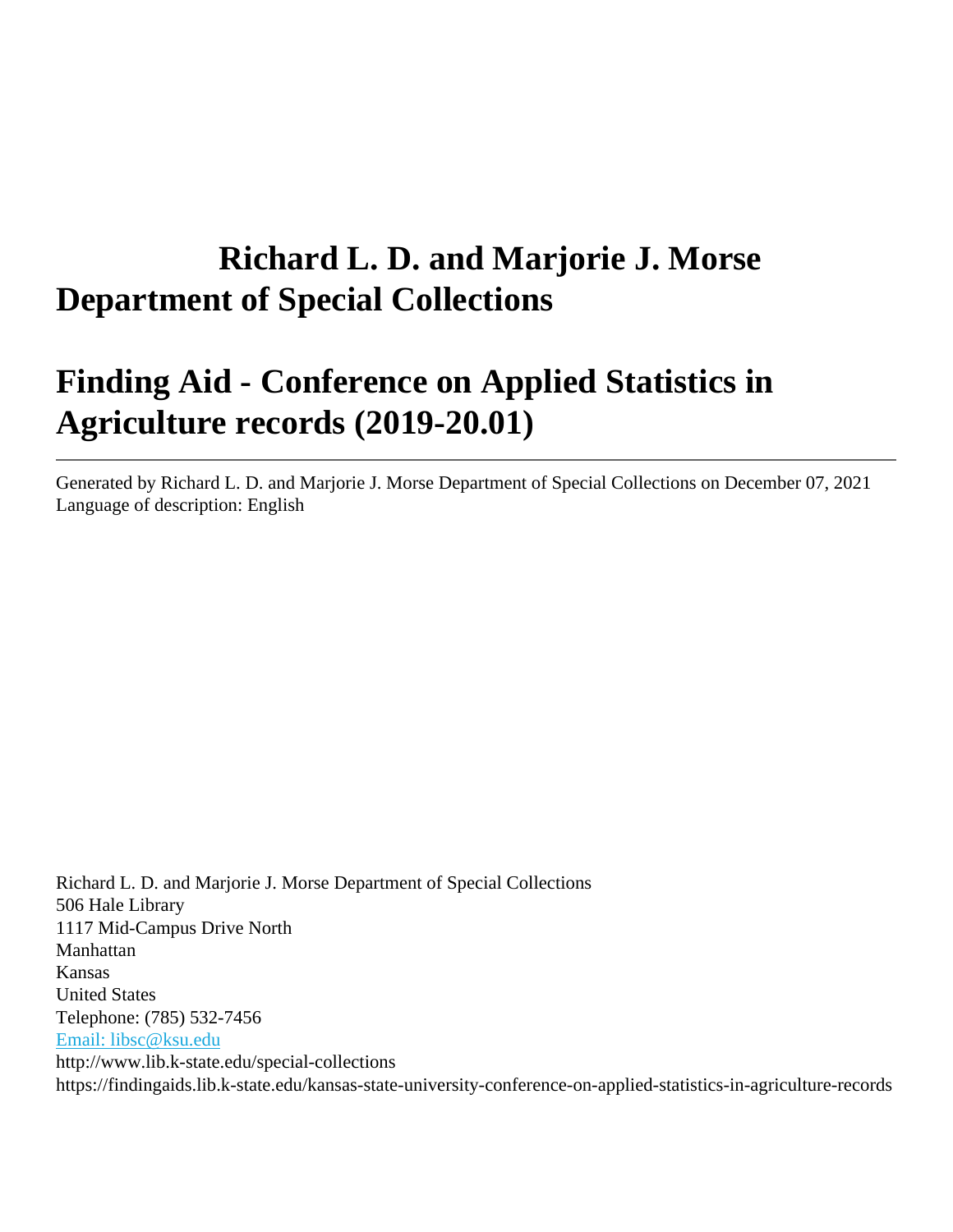# Richard L. D. and Marjorie J. Morse Department of Special Collections

# Finding Aid - Conference on Applied Statistics in Agriculture records (2019-20.01)

---

Generated by Richard L. D. and Marjorie J. Morse Department of Special Collections on December 07, 2021
Language of description: English

Richard L. D. and Marjorie J. Morse Department of Special Collections
506 Hale Library
1117 Mid-Campus Drive North
Manhattan
Kansas
United States
Telephone: (785) 532-7456
Email: libsc@ksu.edu
http://www.lib.k-state.edu/special-collections
https://findingaids.lib.k-state.edu/kansas-state-university-conference-on-applied-statistics-in-agriculture-records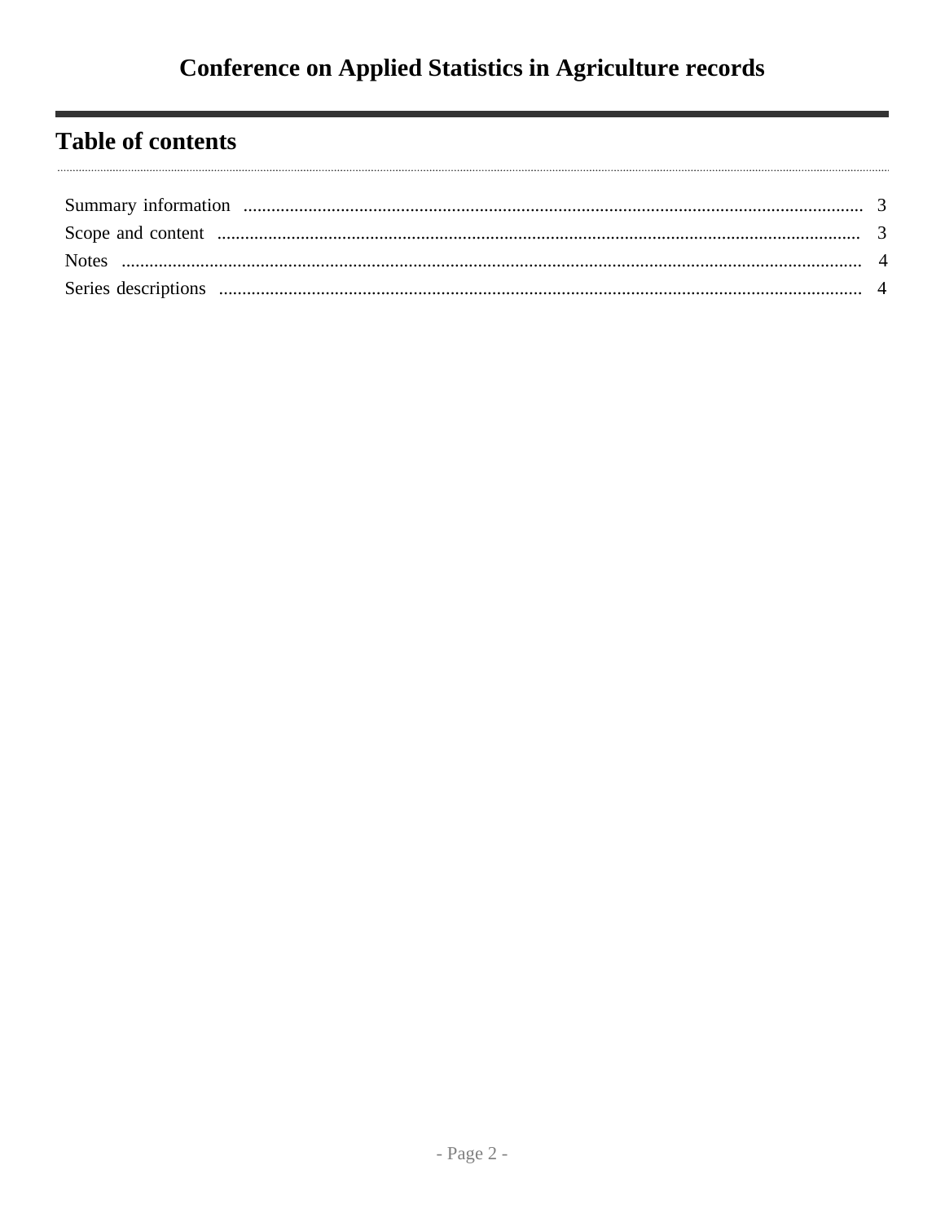## Table of contents

- Summary information ........................................................................ 3
- Scope and content ........................................................................ 3
- Notes ........................................................................ 4
- Series descriptions ........................................................................ 4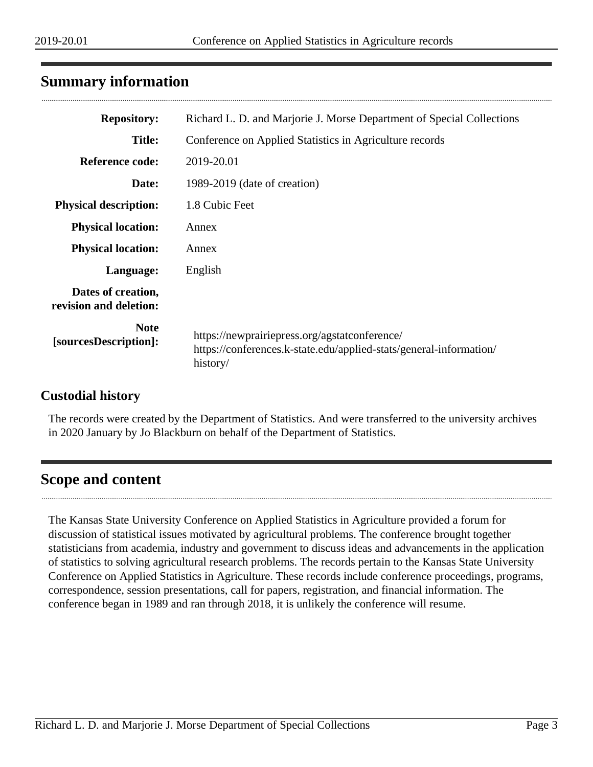## Summary information

| | |
|---|---|
| **Repository:** | Richard L. D. and Marjorie J. Morse Department of Special Collections |
| **Title:** | Conference on Applied Statistics in Agriculture records |
| **Reference code:** | 2019-20.01 |
| **Date:** | 1989-2019 (date of creation) |
| **Physical description:** | 1.8 Cubic Feet |
| **Physical location:** | Annex |
| **Physical location:** | Annex |
| **Language:** | English |
| **Dates of creation, revision and deletion:** | |
| **Note [sourcesDescription]:** | https://newprairiepress.org/agstatconference/ https://conferences.k-state.edu/applied-stats/general-information/history/ |

### Custodial history

The records were created by the Department of Statistics. And were transferred to the university archives in 2020 January by Jo Blackburn on behalf of the Department of Statistics.

## Scope and content

The Kansas State University Conference on Applied Statistics in Agriculture provided a forum for discussion of statistical issues motivated by agricultural problems. The conference brought together statisticians from academia, industry and government to discuss ideas and advancements in the application of statistics to solving agricultural research problems. The records pertain to the Kansas State University Conference on Applied Statistics in Agriculture. These records include conference proceedings, programs, correspondence, session presentations, call for papers, registration, and financial information. The conference began in 1989 and ran through 2018, it is unlikely the conference will resume.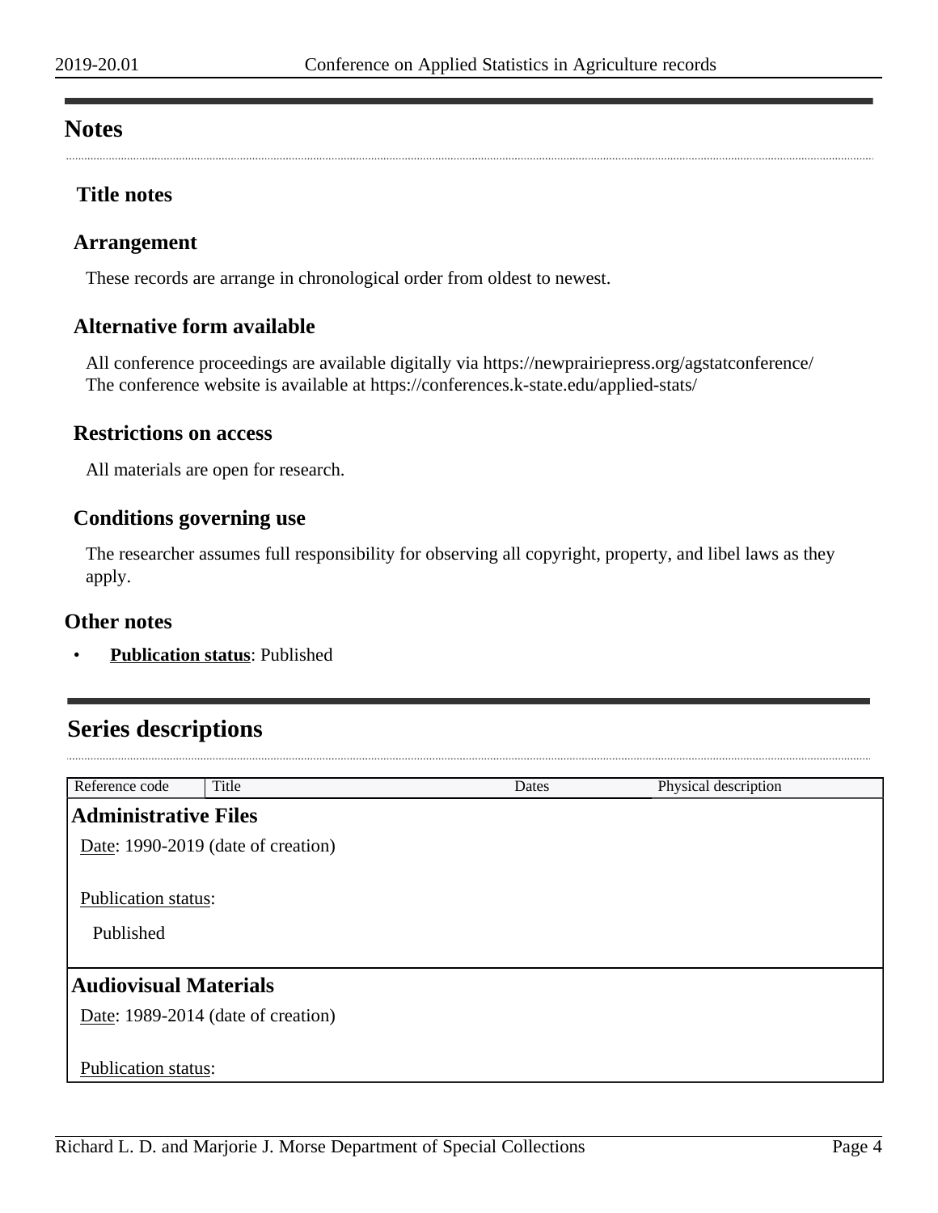## Notes

### Title notes

### Arrangement

These records are arrange in chronological order from oldest to newest.

### Alternative form available

All conference proceedings are available digitally via https://newprairiepress.org/agstatconference/
The conference website is available at https://conferences.k-state.edu/applied-stats/

### Restrictions on access

All materials are open for research.

### Conditions governing use

The researcher assumes full responsibility for observing all copyright, property, and libel laws as they apply.

### Other notes

- **Publication status**: Published

## Series descriptions

| Reference code | Title | Dates | Physical description |
|---|---|---|---|

**Administrative Files**

Date: 1990-2019 (date of creation)

Publication status:

Published

**Audiovisual Materials**

Date: 1989-2014 (date of creation)

Publication status: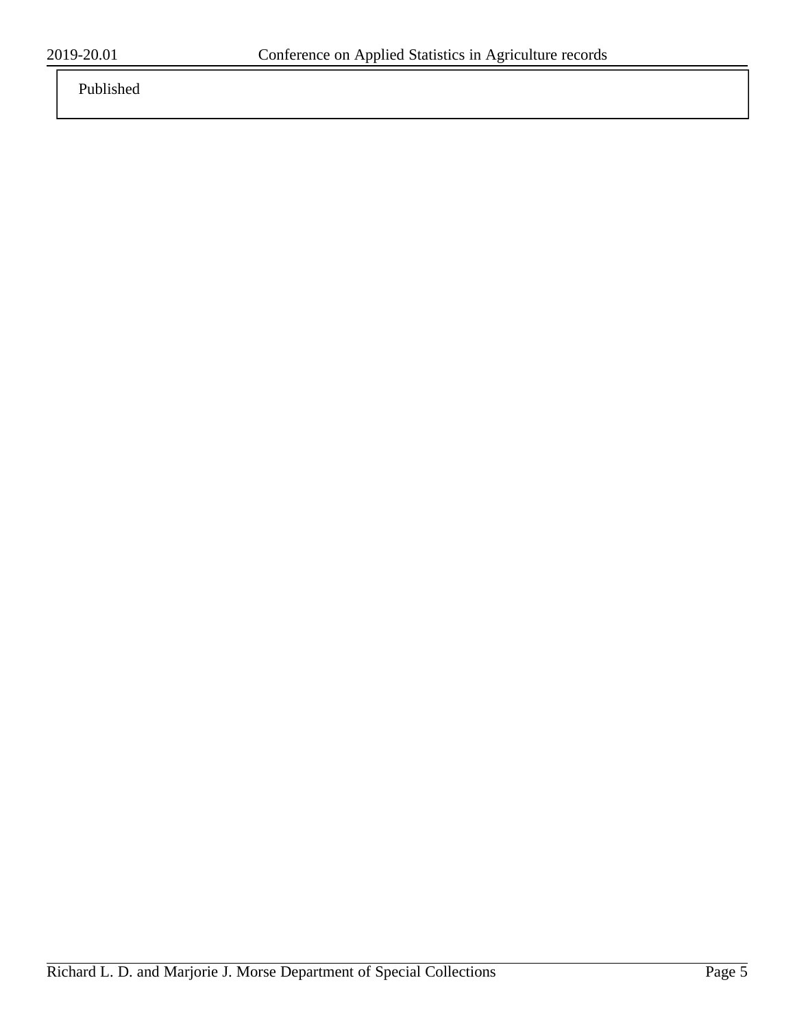Published